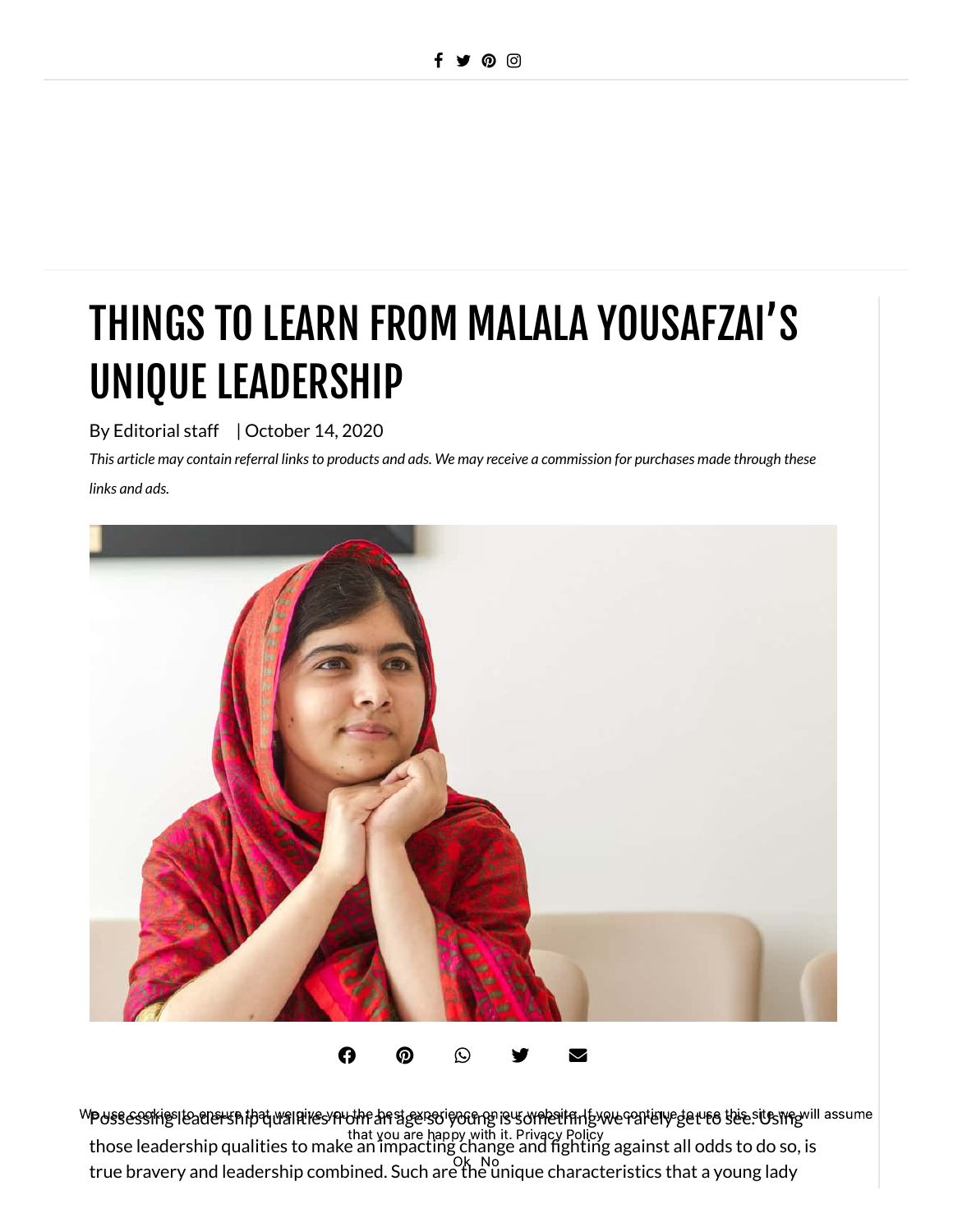# THINGS TO LEARN FROM MALALA YOUSAFZAI'S UNIQUE LEADERSHIP

By Editorial staff | October 14, 2020

*This article may contain referral links to products and ads. We may receive a commission for purchases made through these links and ads.*

Possessing leadership qualities from an age so young is something we rarely get to see. Using those leadership qualities to make an impacting change and fighting against all odds to do so, is true bravery and leadership combined. Such are the unique characteristics that a young lady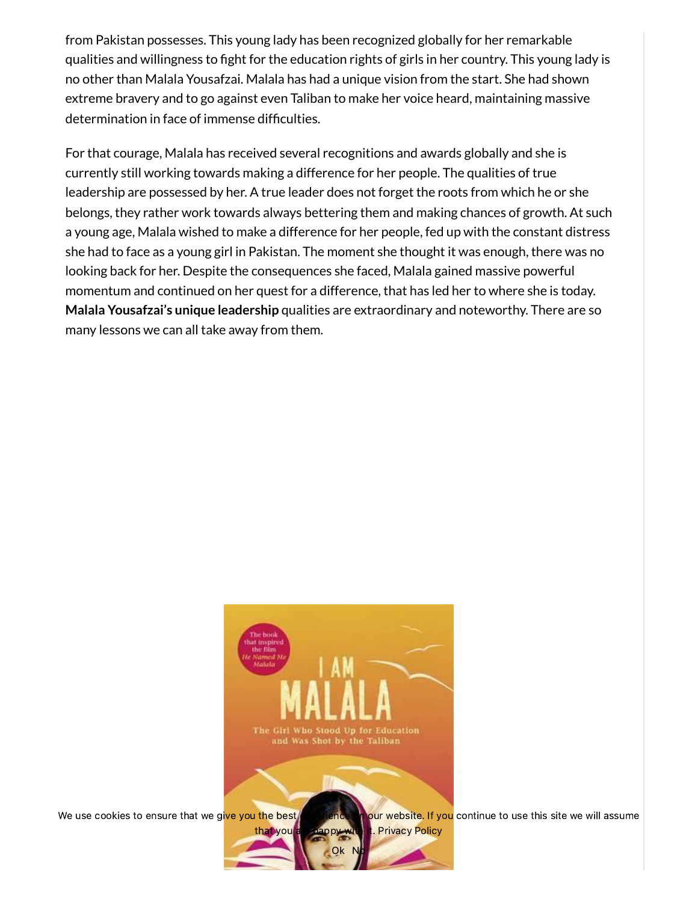from Pakistan possesses. This young lady has been recognized globally for her remarkable qualities and willingness to fight for the education rights of girls in her country. This young lady is no other than Malala Yousafzai. Malala has had a unique vision from the start. She had shown extreme bravery and to go against even Taliban to make her voice heard, maintaining massive determination in face of immense difficulties.

For that courage, Malala has received several recognitions and awards globally and she is currently still working towards making a difference for her people. The qualities of true leadership are possessed by her. A true leader does not forget the roots from which he or she belongs, they rather work towards always bettering them and making chances of growth. At such a young age, Malala wished to make a difference for her people, fed up with the constant distress she had to face as a young girl in Pakistan. The moment she thought it was enough, there was no looking back for her. Despite the consequences she faced, Malala gained massive powerful momentum and continued on her quest for a difference, that has led her to where she is today. **Malala Yousafzai's unique leadership** qualities are extraordinary and noteworthy. There are so many lessons we can all take away from them.

We use cookies to ensure that we give you the best experience on our website. If you continue to use this site we will assume that you are happy with it. Privacy Policy

Ok No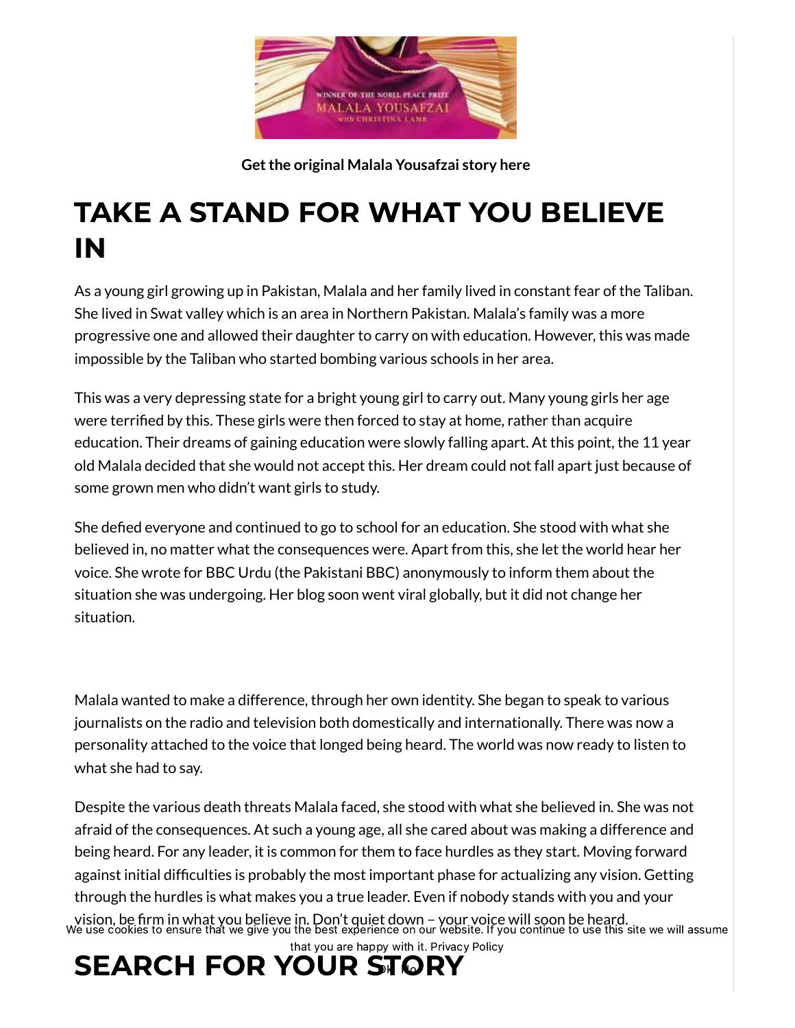Get the original Malala Yousafzai story here

## TAKE A STAND FOR WHAT YOU BELIEVE IN

As a young girl growing up in Pakistan, Malala and her family lived in constant fear of the Taliban. She lived in Swat valley which is an area in Northern Pakistan. Malala's family was a more progressive one and allowed their daughter to carry on with education. However, this was made impossible by the Taliban who started bombing various schools in her area.

This was a very depressing state for a bright young girl to carry out. Many young girls her age were terrified by this. These girls were then forced to stay at home, rather than acquire education. Their dreams of gaining education were slowly falling apart. At this point, the 11 year old Malala decided that she would not accept this. Her dream could not fall apart just because of some grown men who didn't want girls to study.

She defied everyone and continued to go to school for an education. She stood with what she believed in, no matter what the consequences were. Apart from this, she let the world hear her voice. She wrote for BBC Urdu (the Pakistani BBC) anonymously to inform them about the situation she was undergoing. Her blog soon went viral globally, but it did not change her situation.

Malala wanted to make a difference, through her own identity. She began to speak to various journalists on the radio and television both domestically and internationally. There was now a personality attached to the voice that longed being heard. The world was now ready to listen to what she had to say.

Despite the various death threats Malala faced, she stood with what she believed in. She was not afraid of the consequences. At such a young age, all she cared about was making a difference and being heard. For any leader, it is common for them to face hurdles as they start. Moving forward against initial difficulties is probably the most important phase for actualizing any vision. Getting through the hurdles is what makes you a true leader. Even if nobody stands with you and your vision, be firm in what you believe in. Don't quiet down – your voice will soon be heard.

## SEARCH FOR YOUR STORY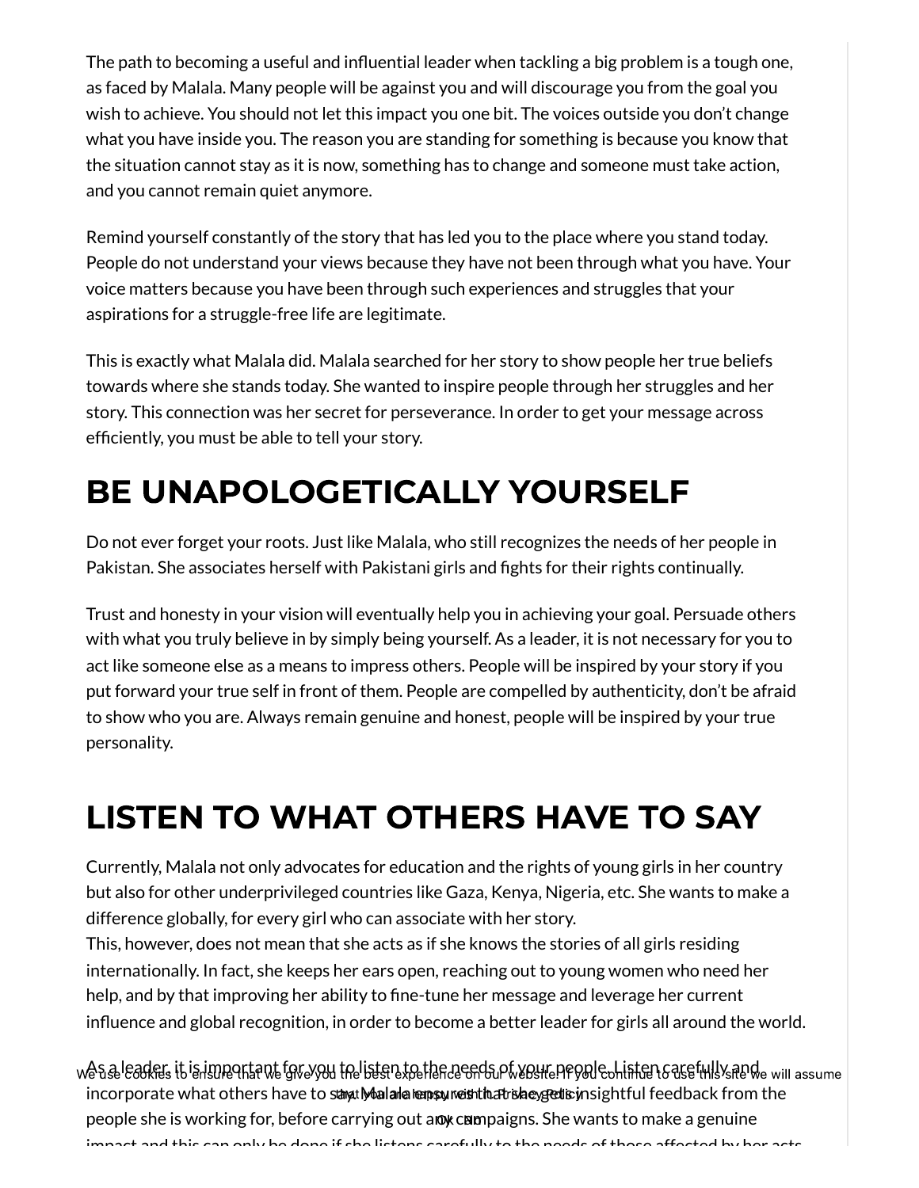The path to becoming a useful and influential leader when tackling a big problem is a tough one, as faced by Malala. Many people will be against you and will discourage you from the goal you wish to achieve. You should not let this impact you one bit. The voices outside you don't change what you have inside you. The reason you are standing for something is because you know that the situation cannot stay as it is now, something has to change and someone must take action, and you cannot remain quiet anymore.

Remind yourself constantly of the story that has led you to the place where you stand today. People do not understand your views because they have not been through what you have. Your voice matters because you have been through such experiences and struggles that your aspirations for a struggle-free life are legitimate.

This is exactly what Malala did. Malala searched for her story to show people her true beliefs towards where she stands today. She wanted to inspire people through her struggles and her story. This connection was her secret for perseverance. In order to get your message across efficiently, you must be able to tell your story.

# BE UNAPOLOGETICALLY YOURSELF

Do not ever forget your roots. Just like Malala, who still recognizes the needs of her people in Pakistan. She associates herself with Pakistani girls and fights for their rights continually.

Trust and honesty in your vision will eventually help you in achieving your goal. Persuade others with what you truly believe in by simply being yourself. As a leader, it is not necessary for you to act like someone else as a means to impress others. People will be inspired by your story if you put forward your true self in front of them. People are compelled by authenticity, don't be afraid to show who you are. Always remain genuine and honest, people will be inspired by your true personality.

# LISTEN TO WHAT OTHERS HAVE TO SAY

Currently, Malala not only advocates for education and the rights of young girls in her country but also for other underprivileged countries like Gaza, Kenya, Nigeria, etc. She wants to make a difference globally, for every girl who can associate with her story.
This, however, does not mean that she acts as if she knows the stories of all girls residing internationally. In fact, she keeps her ears open, reaching out to young women who need her help, and by that improving her ability to fine-tune her message and leverage her current influence and global recognition, in order to become a better leader for girls all around the world.

As a leader, it is important for you to listen to the needs of your people. Listen carefully and incorporate what others have to say. Malala ensures that she gets insightful feedback from the people she is working for, before carrying out any campaigns. She wants to make a genuine impact and this can only be done if she listens carefully to the needs of those affected by her acts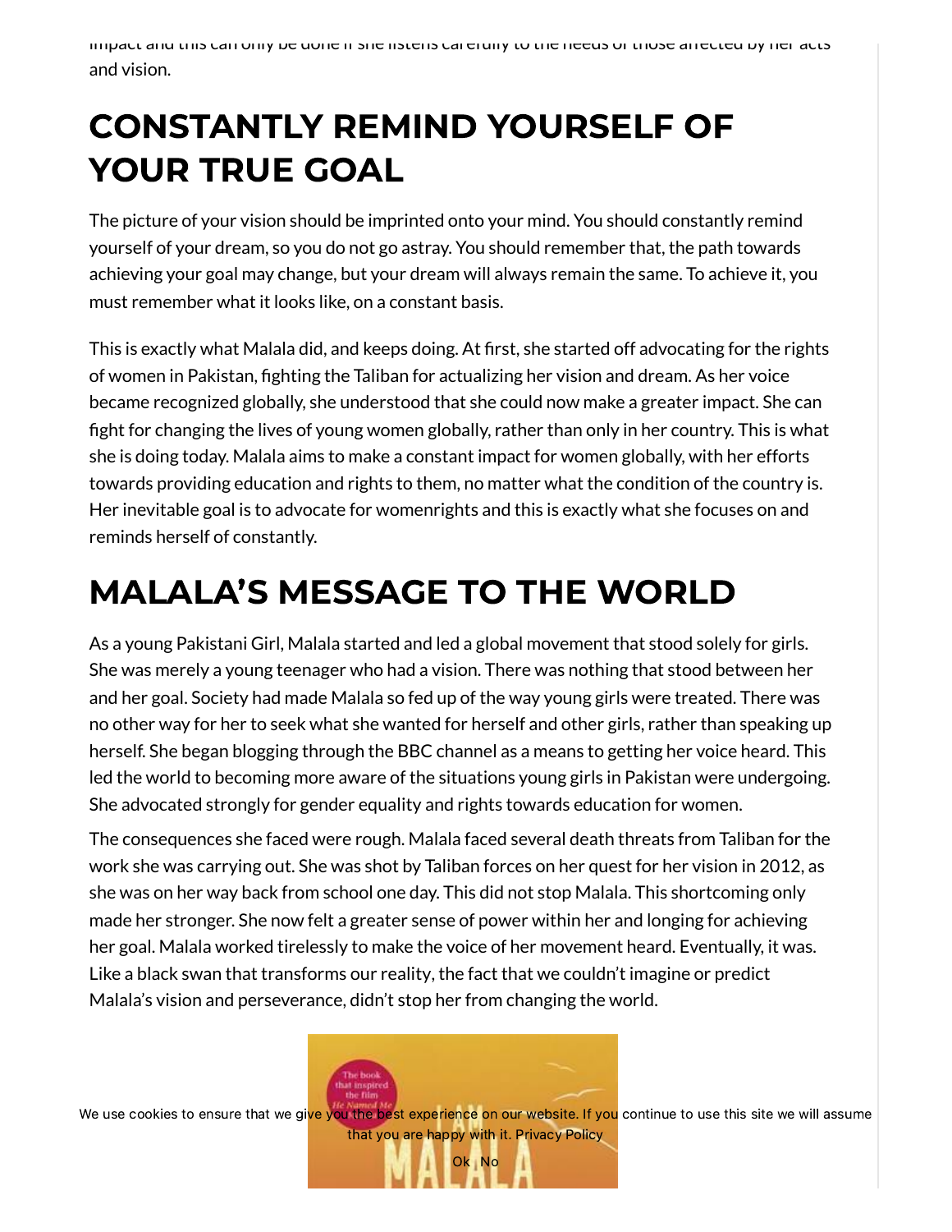impact and this can only be done if she listens carefully to the needs of those affected by her acts and vision.

# CONSTANTLY REMIND YOURSELF OF YOUR TRUE GOAL

The picture of your vision should be imprinted onto your mind. You should constantly remind yourself of your dream, so you do not go astray. You should remember that, the path towards achieving your goal may change, but your dream will always remain the same. To achieve it, you must remember what it looks like, on a constant basis.

This is exactly what Malala did, and keeps doing. At first, she started off advocating for the rights of women in Pakistan, fighting the Taliban for actualizing her vision and dream. As her voice became recognized globally, she understood that she could now make a greater impact. She can fight for changing the lives of young women globally, rather than only in her country. This is what she is doing today. Malala aims to make a constant impact for women globally, with her efforts towards providing education and rights to them, no matter what the condition of the country is. Her inevitable goal is to advocate for womenrights and this is exactly what she focuses on and reminds herself of constantly.

# MALALA'S MESSAGE TO THE WORLD

As a young Pakistani Girl, Malala started and led a global movement that stood solely for girls. She was merely a young teenager who had a vision. There was nothing that stood between her and her goal. Society had made Malala so fed up of the way young girls were treated. There was no other way for her to seek what she wanted for herself and other girls, rather than speaking up herself. She began blogging through the BBC channel as a means to getting her voice heard. This led the world to becoming more aware of the situations young girls in Pakistan were undergoing. She advocated strongly for gender equality and rights towards education for women.

The consequences she faced were rough. Malala faced several death threats from Taliban for the work she was carrying out. She was shot by Taliban forces on her quest for her vision in 2012, as she was on her way back from school one day. This did not stop Malala. This shortcoming only made her stronger. She now felt a greater sense of power within her and longing for achieving her goal. Malala worked tirelessly to make the voice of her movement heard. Eventually, it was. Like a black swan that transforms our reality, the fact that we couldn't imagine or predict Malala's vision and perseverance, didn't stop her from changing the world.

We use cookies to ensure that we give you the best experience on our website. If you continue to use this site we will assume that you are happy with it. Privacy Policy

Ok No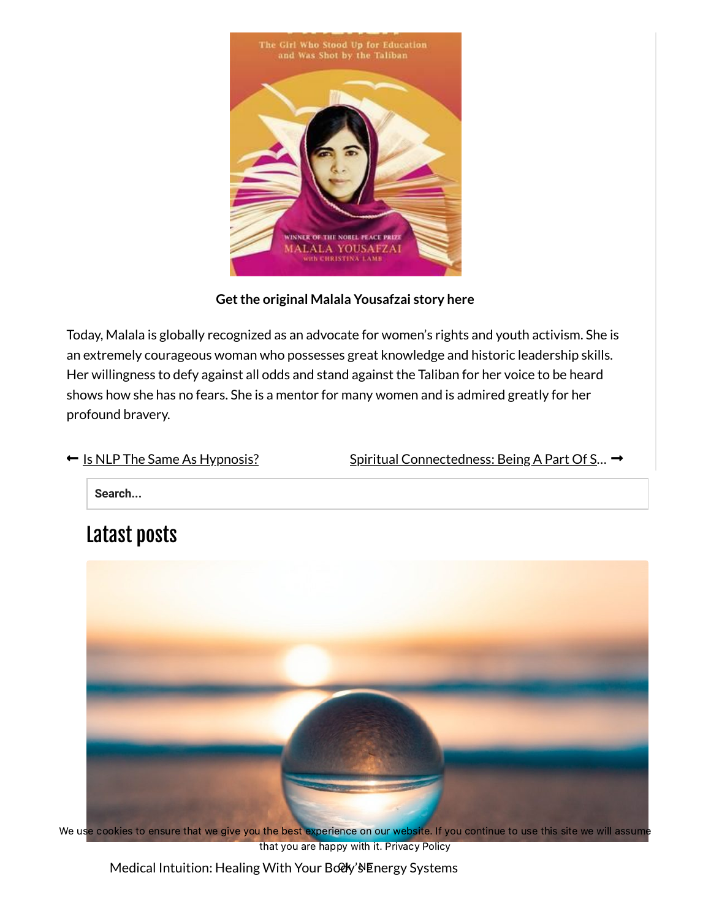**Get the original Malala Yousafzai story here**

Today, Malala is globally recognized as an advocate for women's rights and youth activism. She is an extremely courageous woman who possesses great knowledge and historic leadership skills. Her willingness to defy against all odds and stand against the Taliban for her voice to be heard shows how she has no fears. She is a mentor for many women and is admired greatly for her profound bravery.

← Is NLP The Same As Hypnosis?    Spiritual Connectedness: Being A Part Of S... →

Search...

## Latast posts

We use cookies to ensure that we give you the best experience on our website. If you continue to use this site we will assume that you are happy with it. Privacy Policy

Ok NE

Medical Intuition: Healing With Your Body's Energy Systems